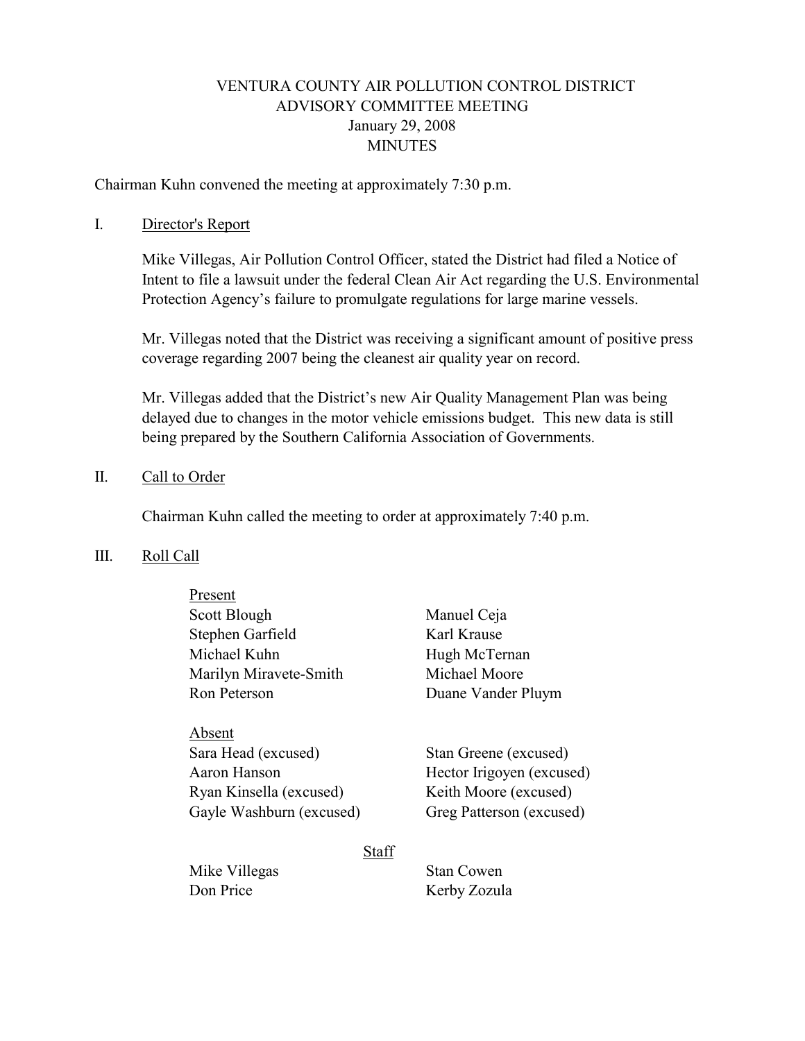# VENTURA COUNTY AIR POLLUTION CONTROL DISTRICT
## ADVISORY COMMITTEE MEETING
### January 29, 2008
### MINUTES

Chairman Kuhn convened the meeting at approximately 7:30 p.m.

I. <u>Director's Report</u>

Mike Villegas, Air Pollution Control Officer, stated the District had filed a Notice of Intent to file a lawsuit under the federal Clean Air Act regarding the U.S. Environmental Protection Agency's failure to promulgate regulations for large marine vessels.

Mr. Villegas noted that the District was receiving a significant amount of positive press coverage regarding 2007 being the cleanest air quality year on record.

Mr. Villegas added that the District's new Air Quality Management Plan was being delayed due to changes in the motor vehicle emissions budget. This new data is still being prepared by the Southern California Association of Governments.

II. <u>Call to Order</u>

Chairman Kuhn called the meeting to order at approximately 7:40 p.m.

III. <u>Roll Call</u>

<u>Present</u>

| | |
|---|---|
| Scott Blough | Manuel Ceja |
| Stephen Garfield | Karl Krause |
| Michael Kuhn | Hugh McTernan |
| Marilyn Miravete-Smith | Michael Moore |
| Ron Peterson | Duane Vander Pluym |

<u>Absent</u>

| | |
|---|---|
| Sara Head (excused) | Stan Greene (excused) |
| Aaron Hanson | Hector Irigoyen (excused) |
| Ryan Kinsella (excused) | Keith Moore (excused) |
| Gayle Washburn (excused) | Greg Patterson (excused) |

<u>Staff</u>

| | |
|---|---|
| Mike Villegas | Stan Cowen |
| Don Price | Kerby Zozula |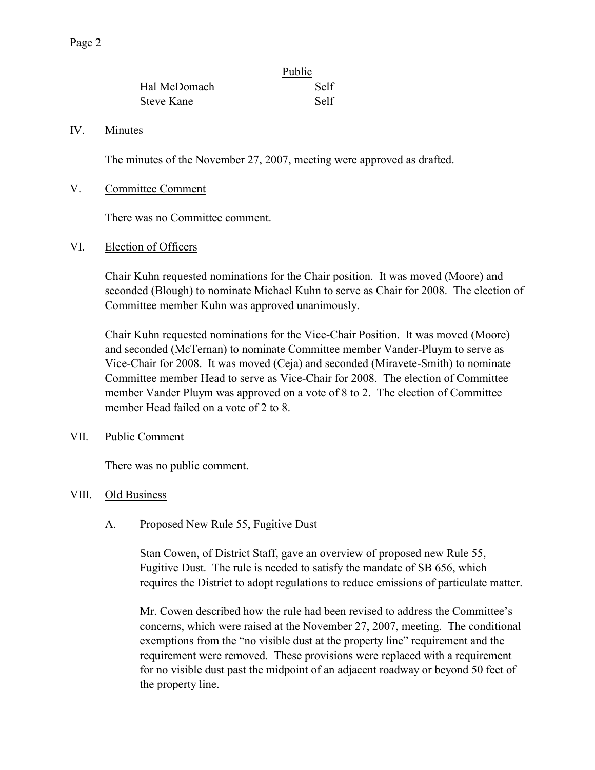| | Public |
|---|---|
| Hal McDomach | Self |
| Steve Kane | Self |

IV. Minutes

The minutes of the November 27, 2007, meeting were approved as drafted.

V. Committee Comment

There was no Committee comment.

VI. Election of Officers

Chair Kuhn requested nominations for the Chair position. It was moved (Moore) and seconded (Blough) to nominate Michael Kuhn to serve as Chair for 2008. The election of Committee member Kuhn was approved unanimously.

Chair Kuhn requested nominations for the Vice-Chair Position. It was moved (Moore) and seconded (McTernan) to nominate Committee member Vander-Pluym to serve as Vice-Chair for 2008. It was moved (Ceja) and seconded (Miravete-Smith) to nominate Committee member Head to serve as Vice-Chair for 2008. The election of Committee member Vander Pluym was approved on a vote of 8 to 2. The election of Committee member Head failed on a vote of 2 to 8.

VII. Public Comment

There was no public comment.

VIII. Old Business

A. Proposed New Rule 55, Fugitive Dust

Stan Cowen, of District Staff, gave an overview of proposed new Rule 55, Fugitive Dust. The rule is needed to satisfy the mandate of SB 656, which requires the District to adopt regulations to reduce emissions of particulate matter.

Mr. Cowen described how the rule had been revised to address the Committee's concerns, which were raised at the November 27, 2007, meeting. The conditional exemptions from the "no visible dust at the property line" requirement and the requirement were removed. These provisions were replaced with a requirement for no visible dust past the midpoint of an adjacent roadway or beyond 50 feet of the property line.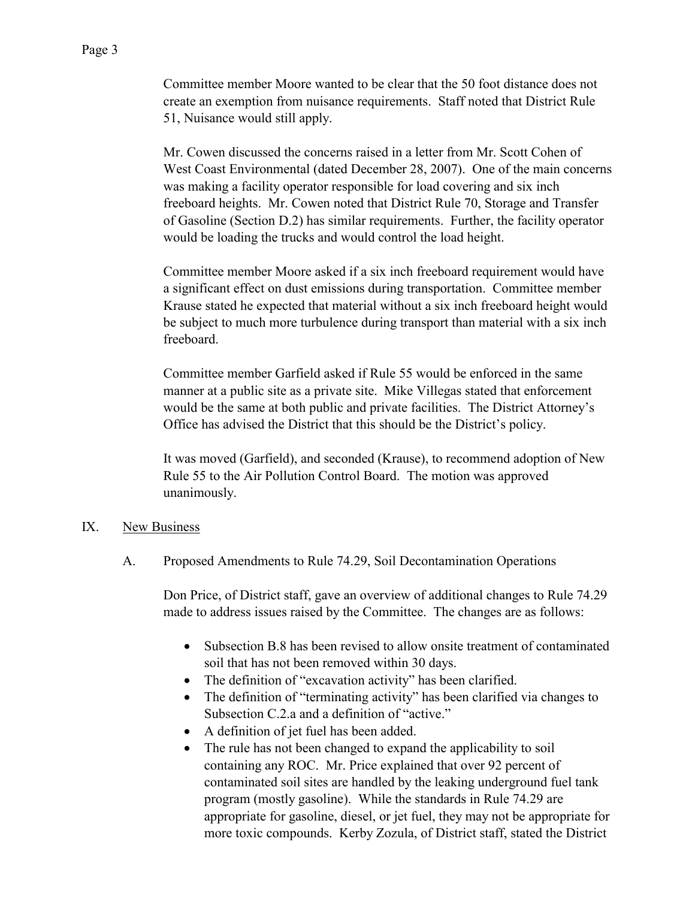Committee member Moore wanted to be clear that the 50 foot distance does not create an exemption from nuisance requirements. Staff noted that District Rule 51, Nuisance would still apply.

Mr. Cowen discussed the concerns raised in a letter from Mr. Scott Cohen of West Coast Environmental (dated December 28, 2007). One of the main concerns was making a facility operator responsible for load covering and six inch freeboard heights. Mr. Cowen noted that District Rule 70, Storage and Transfer of Gasoline (Section D.2) has similar requirements. Further, the facility operator would be loading the trucks and would control the load height.

Committee member Moore asked if a six inch freeboard requirement would have a significant effect on dust emissions during transportation. Committee member Krause stated he expected that material without a six inch freeboard height would be subject to much more turbulence during transport than material with a six inch freeboard.

Committee member Garfield asked if Rule 55 would be enforced in the same manner at a public site as a private site. Mike Villegas stated that enforcement would be the same at both public and private facilities. The District Attorney's Office has advised the District that this should be the District's policy.

It was moved (Garfield), and seconded (Krause), to recommend adoption of New Rule 55 to the Air Pollution Control Board. The motion was approved unanimously.

## IX. New Business

### A. Proposed Amendments to Rule 74.29, Soil Decontamination Operations

Don Price, of District staff, gave an overview of additional changes to Rule 74.29 made to address issues raised by the Committee. The changes are as follows:

- Subsection B.8 has been revised to allow onsite treatment of contaminated soil that has not been removed within 30 days.
- The definition of "excavation activity" has been clarified.
- The definition of "terminating activity" has been clarified via changes to Subsection C.2.a and a definition of "active."
- A definition of jet fuel has been added.
- The rule has not been changed to expand the applicability to soil containing any ROC. Mr. Price explained that over 92 percent of contaminated soil sites are handled by the leaking underground fuel tank program (mostly gasoline). While the standards in Rule 74.29 are appropriate for gasoline, diesel, or jet fuel, they may not be appropriate for more toxic compounds. Kerby Zozula, of District staff, stated the District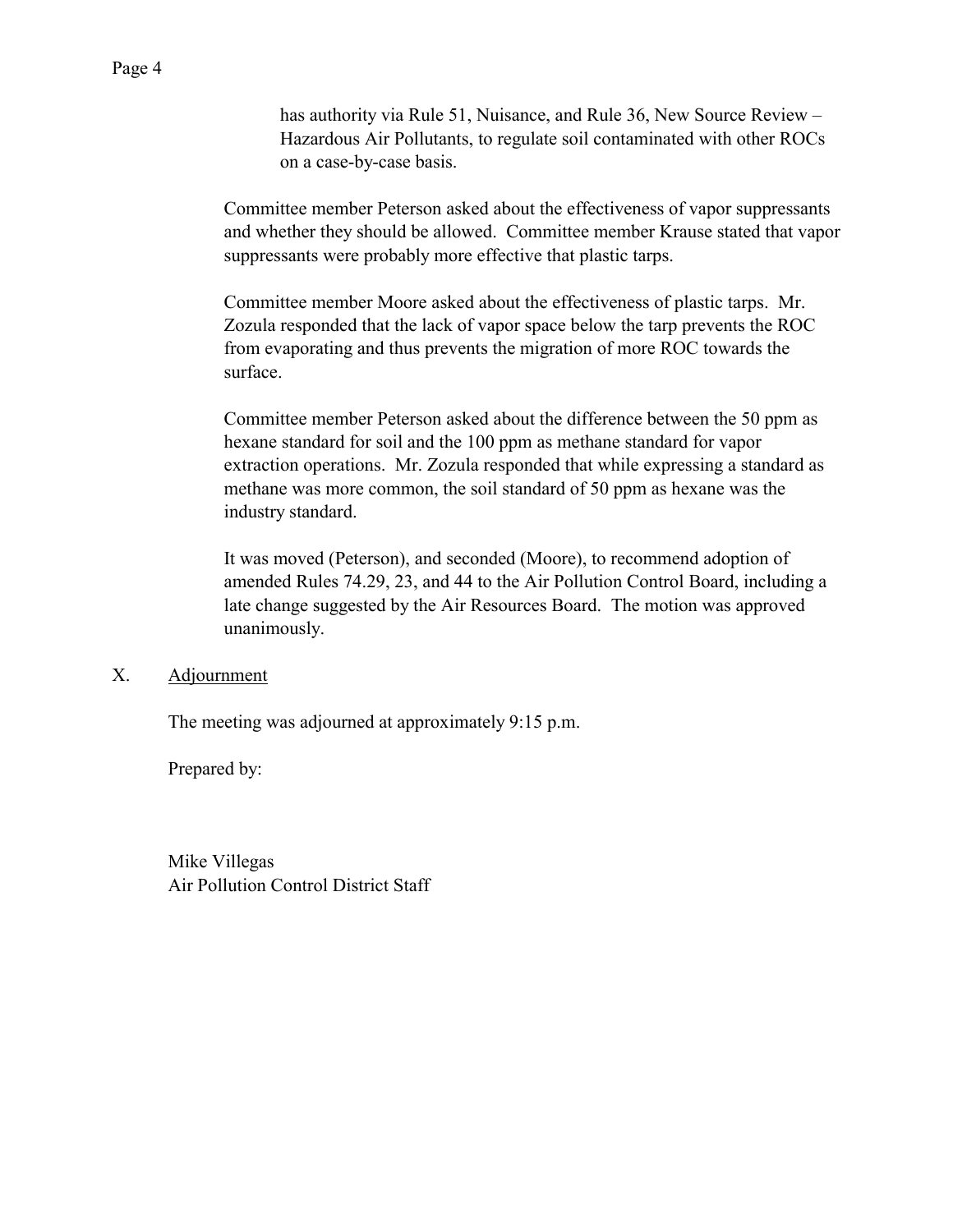has authority via Rule 51, Nuisance, and Rule 36, New Source Review – Hazardous Air Pollutants, to regulate soil contaminated with other ROCs on a case-by-case basis.

Committee member Peterson asked about the effectiveness of vapor suppressants and whether they should be allowed. Committee member Krause stated that vapor suppressants were probably more effective that plastic tarps.

Committee member Moore asked about the effectiveness of plastic tarps. Mr. Zozula responded that the lack of vapor space below the tarp prevents the ROC from evaporating and thus prevents the migration of more ROC towards the surface.

Committee member Peterson asked about the difference between the 50 ppm as hexane standard for soil and the 100 ppm as methane standard for vapor extraction operations. Mr. Zozula responded that while expressing a standard as methane was more common, the soil standard of 50 ppm as hexane was the industry standard.

It was moved (Peterson), and seconded (Moore), to recommend adoption of amended Rules 74.29, 23, and 44 to the Air Pollution Control Board, including a late change suggested by the Air Resources Board. The motion was approved unanimously.

## X. Adjournment

The meeting was adjourned at approximately 9:15 p.m.

Prepared by:

Mike Villegas
Air Pollution Control District Staff